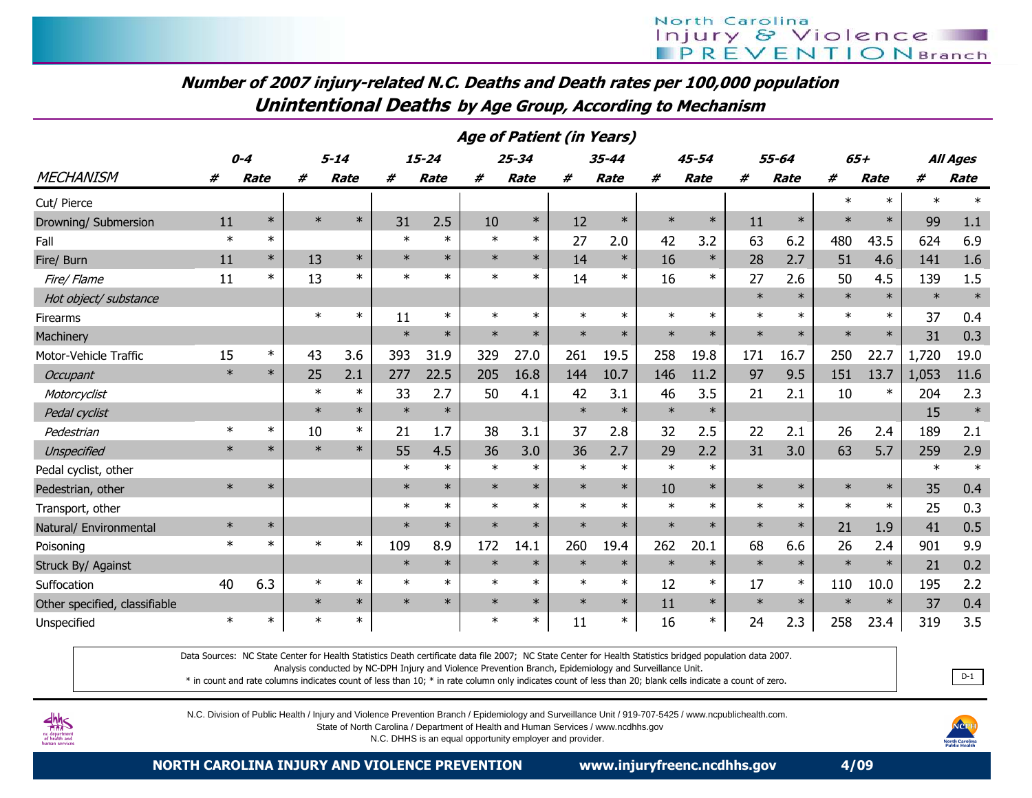## Number of 2007 injury-related N.C. Deaths and Death rates per 100,000 population

## Unintentional Deaths by Age Group, According to Mechanism

| | Age of Patient (in Years) | | | | | | | | | | | | | | | | | |
|---|---|---|---|---|---|---|---|---|---|---|---|---|---|---|---|---|---|---|
| | 0-4 | | 5-14 | | 15-24 | | 25-34 | | 35-44 | | 45-54 | | 55-64 | | 65+ | | All Ages | |
| MECHANISM | # | Rate | # | Rate | # | Rate | # | Rate | # | Rate | # | Rate | # | Rate | # | Rate | # | Rate |
| Cut/ Pierce | | | | | | | | | | | | | | | * | * | * | * |
| Drowning/ Submersion | 11 | * | * | * | 31 | 2.5 | 10 | * | 12 | * | * | * | 11 | * | * | * | 99 | 1.1 |
| Fall | * | * | | | * | * | * | * | 27 | 2.0 | 42 | 3.2 | 63 | 6.2 | 480 | 43.5 | 624 | 6.9 |
| Fire/ Burn | 11 | * | 13 | * | * | * | * | * | 14 | * | 16 | * | 28 | 2.7 | 51 | 4.6 | 141 | 1.6 |
| *Fire/ Flame* | 11 | * | 13 | * | * | * | * | * | 14 | * | 16 | * | 27 | 2.6 | 50 | 4.5 | 139 | 1.5 |
| *Hot object/ substance* | | | | | | | | | | | | | * | * | * | * | * | * |
| Firearms | | | * | * | 11 | * | * | * | * | * | * | * | * | * | * | * | 37 | 0.4 |
| Machinery | | | | | * | * | * | * | * | * | * | * | * | * | * | * | 31 | 0.3 |
| Motor-Vehicle Traffic | 15 | * | 43 | 3.6 | 393 | 31.9 | 329 | 27.0 | 261 | 19.5 | 258 | 19.8 | 171 | 16.7 | 250 | 22.7 | 1,720 | 19.0 |
| *Occupant* | * | * | 25 | 2.1 | 277 | 22.5 | 205 | 16.8 | 144 | 10.7 | 146 | 11.2 | 97 | 9.5 | 151 | 13.7 | 1,053 | 11.6 |
| *Motorcyclist* | | | * | * | 33 | 2.7 | 50 | 4.1 | 42 | 3.1 | 46 | 3.5 | 21 | 2.1 | 10 | * | 204 | 2.3 |
| *Pedal cyclist* | | | * | * | * | * | | | * | * | * | * | | | | | 15 | * |
| *Pedestrian* | * | * | 10 | * | 21 | 1.7 | 38 | 3.1 | 37 | 2.8 | 32 | 2.5 | 22 | 2.1 | 26 | 2.4 | 189 | 2.1 |
| *Unspecified* | * | * | * | * | 55 | 4.5 | 36 | 3.0 | 36 | 2.7 | 29 | 2.2 | 31 | 3.0 | 63 | 5.7 | 259 | 2.9 |
| Pedal cyclist, other | | | | | * | * | * | * | * | * | * | * | | | | | * | * |
| Pedestrian, other | * | * | | | * | * | * | * | * | * | 10 | * | * | * | * | * | 35 | 0.4 |
| Transport, other | | | | | * | * | * | * | * | * | * | * | * | * | * | * | 25 | 0.3 |
| Natural/ Environmental | * | * | | | * | * | * | * | * | * | * | * | * | * | 21 | 1.9 | 41 | 0.5 |
| Poisoning | * | * | * | * | 109 | 8.9 | 172 | 14.1 | 260 | 19.4 | 262 | 20.1 | 68 | 6.6 | 26 | 2.4 | 901 | 9.9 |
| Struck By/ Against | | | | | * | * | * | * | * | * | * | * | * | * | * | * | 21 | 0.2 |
| Suffocation | 40 | 6.3 | * | * | * | * | * | * | * | * | 12 | * | 17 | * | 110 | 10.0 | 195 | 2.2 |
| Other specified, classifiable | | | * | * | * | * | * | * | * | * | 11 | * | * | * | * | * | 37 | 0.4 |
| Unspecified | * | * | * | * | | | * | * | 11 | * | 16 | * | 24 | 2.3 | 258 | 23.4 | 319 | 3.5 |

Data Sources: NC State Center for Health Statistics Death certificate data file 2007; NC State Center for Health Statistics bridged population data 2007.
Analysis conducted by NC-DPH Injury and Violence Prevention Branch, Epidemiology and Surveillance Unit.
* in count and rate columns indicates count of less than 10; * in rate column only indicates count of less than 20; blank cells indicate a count of zero.

D-1

N.C. Division of Public Health / Injury and Violence Prevention Branch / Epidemiology and Surveillance Unit / 919-707-5425 / www.ncpublichealth.com.
State of North Carolina / Department of Health and Human Services / www.ncdhhs.gov
N.C. DHHS is an equal opportunity employer and provider.

**NORTH CAROLINA INJURY AND VIOLENCE PREVENTION** **www.injuryfreenc.ncdhhs.gov** **4/09**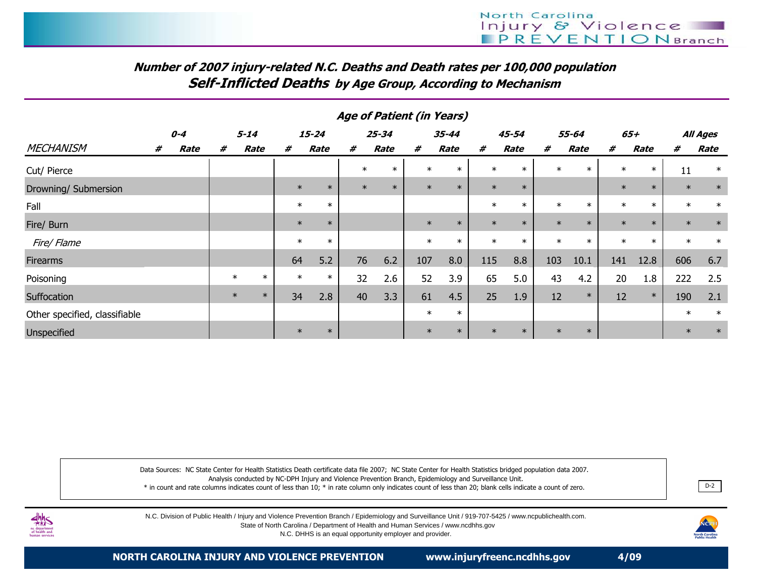# Number of 2007 injury-related N.C. Deaths and Death rates per 100,000 population

## Self-Inflicted Deaths by Age Group, According to Mechanism

| | Age of Patient (in Years) | | | | | | | | | | | | | | | | | |
|---|---|---|---|---|---|---|---|---|---|---|---|---|---|---|---|---|---|---|
| | 0-4 | | 5-14 | | 15-24 | | 25-34 | | 35-44 | | 45-54 | | 55-64 | | 65+ | | All Ages | |
| MECHANISM | # | Rate | # | Rate | # | Rate | # | Rate | # | Rate | # | Rate | # | Rate | # | Rate | # | Rate |
| Cut/ Pierce | | | | | | | * | * | * | * | * | * | * | * | * | * | 11 | * |
| Drowning/ Submersion | | | | | * | * | * | * | * | * | * | * | | | * | * | * | * |
| Fall | | | | | * | * | | | | | * | * | * | * | * | * | * | * |
| Fire/ Burn | | | | | * | * | | | * | * | * | * | * | * | * | * | * | * |
| *Fire/ Flame* | | | | | * | * | | | * | * | * | * | * | * | * | * | * | * |
| Firearms | | | | | 64 | 5.2 | 76 | 6.2 | 107 | 8.0 | 115 | 8.8 | 103 | 10.1 | 141 | 12.8 | 606 | 6.7 |
| Poisoning | | | * | * | * | * | 32 | 2.6 | 52 | 3.9 | 65 | 5.0 | 43 | 4.2 | 20 | 1.8 | 222 | 2.5 |
| Suffocation | | | * | * | 34 | 2.8 | 40 | 3.3 | 61 | 4.5 | 25 | 1.9 | 12 | * | 12 | * | 190 | 2.1 |
| Other specified, classifiable | | | | | | | | | * | * | | | | | | | * | * |
| Unspecified | | | | | * | * | | | * | * | * | * | * | * | | | * | * |

Data Sources: NC State Center for Health Statistics Death certificate data file 2007; NC State Center for Health Statistics bridged population data 2007.
Analysis conducted by NC-DPH Injury and Violence Prevention Branch, Epidemiology and Surveillance Unit.
* in count and rate columns indicates count of less than 10; * in rate column only indicates count of less than 20; blank cells indicate a count of zero.

D-2

N.C. Division of Public Health / Injury and Violence Prevention Branch / Epidemiology and Surveillance Unit / 919-707-5425 / www.ncpublichealth.com.
State of North Carolina / Department of Health and Human Services / www.ncdhhs.gov
N.C. DHHS is an equal opportunity employer and provider.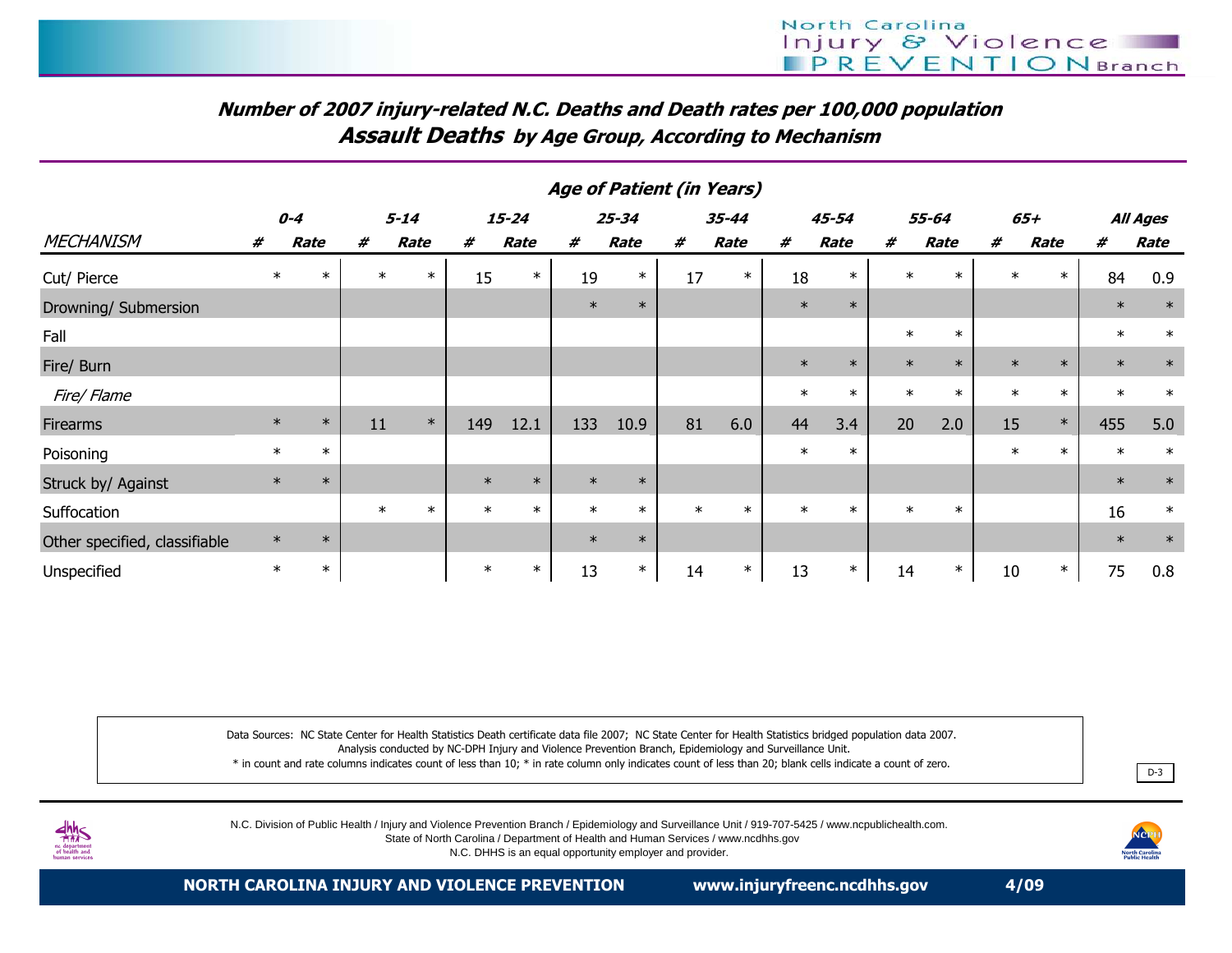## Number of 2007 injury-related N.C. Deaths and Death rates per 100,000 population

## Assault Deaths by Age Group, According to Mechanism

| | Age of Patient (in Years) | | | | | | | | | | | | | | | | | |
|---|---|---|---|---|---|---|---|---|---|---|---|---|---|---|---|---|---|---|
| | 0-4 | | 5-14 | | 15-24 | | 25-34 | | 35-44 | | 45-54 | | 55-64 | | 65+ | | All Ages | |
| MECHANISM | # | Rate | # | Rate | # | Rate | # | Rate | # | Rate | # | Rate | # | Rate | # | Rate | # | Rate |
| Cut/ Pierce | * | * | * | * | 15 | * | 19 | * | 17 | * | 18 | * | * | * | * | * | 84 | 0.9 |
| Drowning/ Submersion | | | | | | | * | * | | | * | * | | | | | * | * |
| Fall | | | | | | | | | | | | | * | * | | | * | * |
| Fire/ Burn | | | | | | | | | | | * | * | * | * | * | * | * | * |
| Fire/ Flame | | | | | | | | | | | * | * | * | * | * | * | * | * |
| Firearms | * | * | 11 | * | 149 | 12.1 | 133 | 10.9 | 81 | 6.0 | 44 | 3.4 | 20 | 2.0 | 15 | * | 455 | 5.0 |
| Poisoning | * | * | | | | | | | | | * | * | | | * | * | * | * |
| Struck by/ Against | * | * | | | * | * | * | * | | | | | | | | | * | * |
| Suffocation | | | * | * | * | * | * | * | * | * | * | * | * | * | | | 16 | * |
| Other specified, classifiable | * | * | | | | | * | * | | | | | | | | | * | * |
| Unspecified | * | * | | | * | * | 13 | * | 14 | * | 13 | * | 14 | * | 10 | * | 75 | 0.8 |

Data Sources: NC State Center for Health Statistics Death certificate data file 2007; NC State Center for Health Statistics bridged population data 2007.
Analysis conducted by NC-DPH Injury and Violence Prevention Branch, Epidemiology and Surveillance Unit.
* in count and rate columns indicates count of less than 10; * in rate column only indicates count of less than 20; blank cells indicate a count of zero.

D-3

N.C. Division of Public Health / Injury and Violence Prevention Branch / Epidemiology and Surveillance Unit / 919-707-5425 / www.ncpublichealth.com.
State of North Carolina / Department of Health and Human Services / www.ncdhhs.gov
N.C. DHHS is an equal opportunity employer and provider.

**NORTH CAROLINA INJURY AND VIOLENCE PREVENTION** **www.injuryfreenc.ncdhhs.gov** **4/09**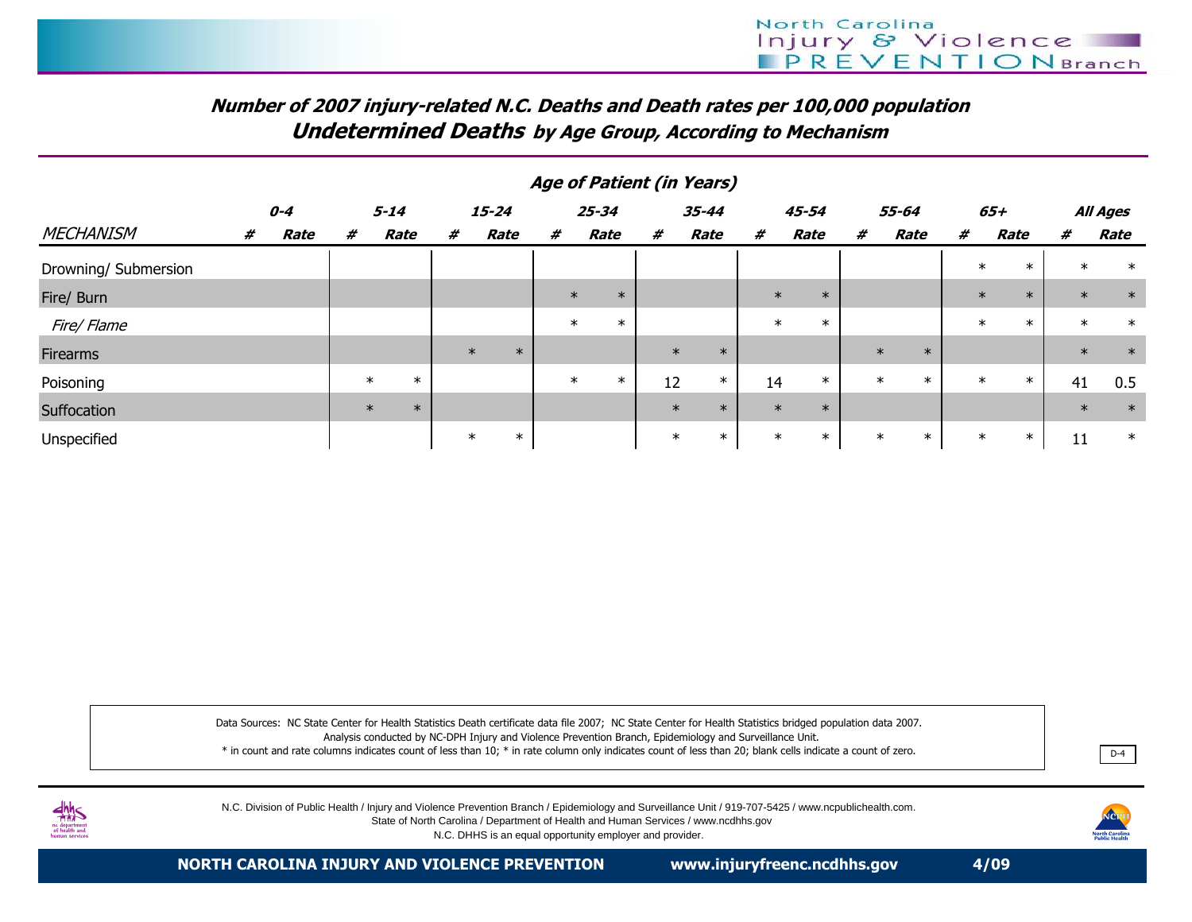## Number of 2007 injury-related N.C. Deaths and Death rates per 100,000 population

## Undetermined Deaths by Age Group, According to Mechanism

| | Age of Patient (in Years) | | | | | | | | | | | | | | | | | |
|---|---|---|---|---|---|---|---|---|---|---|---|---|---|---|---|---|---|---|
| | 0-4 | | 5-14 | | 15-24 | | 25-34 | | 35-44 | | 45-54 | | 55-64 | | 65+ | | All Ages | |
| MECHANISM | # | Rate | # | Rate | # | Rate | # | Rate | # | Rate | # | Rate | # | Rate | # | Rate | # | Rate |
| Drowning/ Submersion | | | | | | | | | | | | | | | * | * | * | * |
| Fire/ Burn | | | | | | | * | * | | | * | * | | | * | * | * | * |
| *Fire/ Flame* | | | | | | | * | * | | | * | * | | | * | * | * | * |
| Firearms | | | | | * | * | | | * | * | | | * | * | | | * | * |
| Poisoning | | | * | * | | | * | * | 12 | * | 14 | * | * | * | * | * | 41 | 0.5 |
| Suffocation | | | * | * | | | | | * | * | * | * | | | | | * | * |
| Unspecified | | | | | * | * | | | * | * | * | * | * | * | * | * | 11 | * |

Data Sources: NC State Center for Health Statistics Death certificate data file 2007; NC State Center for Health Statistics bridged population data 2007.
Analysis conducted by NC-DPH Injury and Violence Prevention Branch, Epidemiology and Surveillance Unit.
* in count and rate columns indicates count of less than 10; * in rate column only indicates count of less than 20; blank cells indicate a count of zero.

N.C. Division of Public Health / Injury and Violence Prevention Branch / Epidemiology and Surveillance Unit / 919-707-5425 / www.ncpublichealth.com.
State of North Carolina / Department of Health and Human Services / www.ncdhhs.gov
N.C. DHHS is an equal opportunity employer and provider.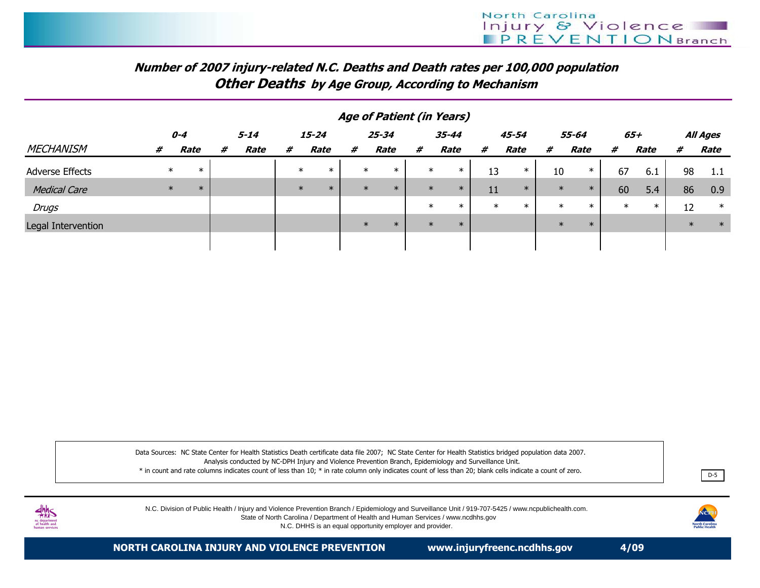## Number of 2007 injury-related N.C. Deaths and Death rates per 100,000 population
## Other Deaths by Age Group, According to Mechanism

| | Age of Patient (in Years) | | | | | | | | | | | | | | | | | |
|---|---|---|---|---|---|---|---|---|---|---|---|---|---|---|---|---|---|---|
| | 0-4 | | 5-14 | | 15-24 | | 25-34 | | 35-44 | | 45-54 | | 55-64 | | 65+ | | All Ages | |
| MECHANISM | # | Rate | # | Rate | # | Rate | # | Rate | # | Rate | # | Rate | # | Rate | # | Rate | # | Rate |
| Adverse Effects | * | * | | | * | * | * | * | * | * | 13 | * | 10 | * | 67 | 6.1 | 98 | 1.1 |
| *Medical Care* | * | * | | | * | * | * | * | * | * | 11 | * | * | * | 60 | 5.4 | 86 | 0.9 |
| *Drugs* | | | | | | | | | * | * | * | * | * | * | * | * | 12 | * |
| Legal Intervention | | | | | | | * | * | * | * | | | * | * | | | * | * |

Data Sources: NC State Center for Health Statistics Death certificate data file 2007; NC State Center for Health Statistics bridged population data 2007.
Analysis conducted by NC-DPH Injury and Violence Prevention Branch, Epidemiology and Surveillance Unit.
* in count and rate columns indicates count of less than 10; * in rate column only indicates count of less than 20; blank cells indicate a count of zero.

D-5

N.C. Division of Public Health / Injury and Violence Prevention Branch / Epidemiology and Surveillance Unit / 919-707-5425 / www.ncpublichealth.com.
State of North Carolina / Department of Health and Human Services / www.ncdhhs.gov
N.C. DHHS is an equal opportunity employer and provider.

NORTH CAROLINA INJURY AND VIOLENCE PREVENTION www.injuryfreenc.ncdhhs.gov 4/09